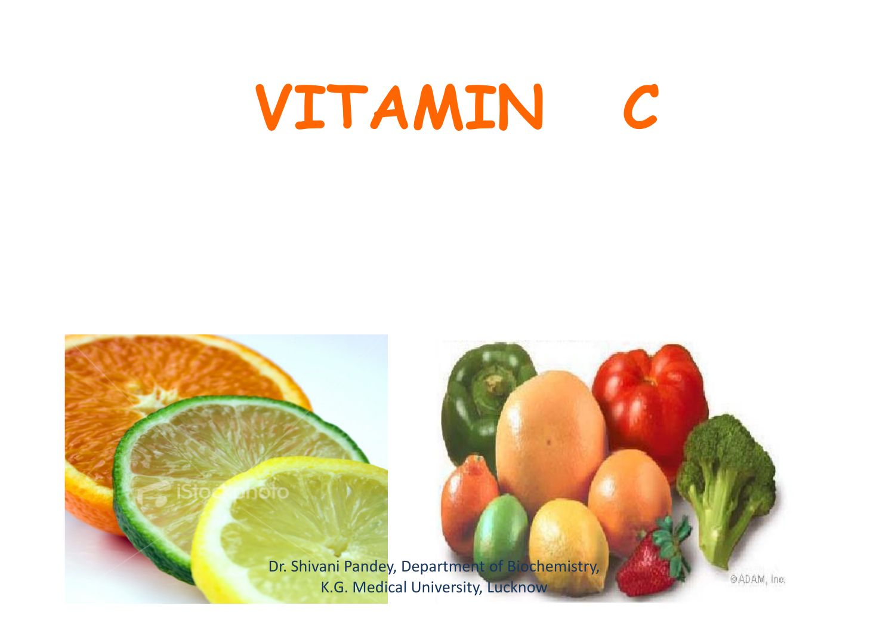# VITAMIN C

Dr. Shivani Pandey, Department of Biochemistry, K.G. Medical University, Lucknow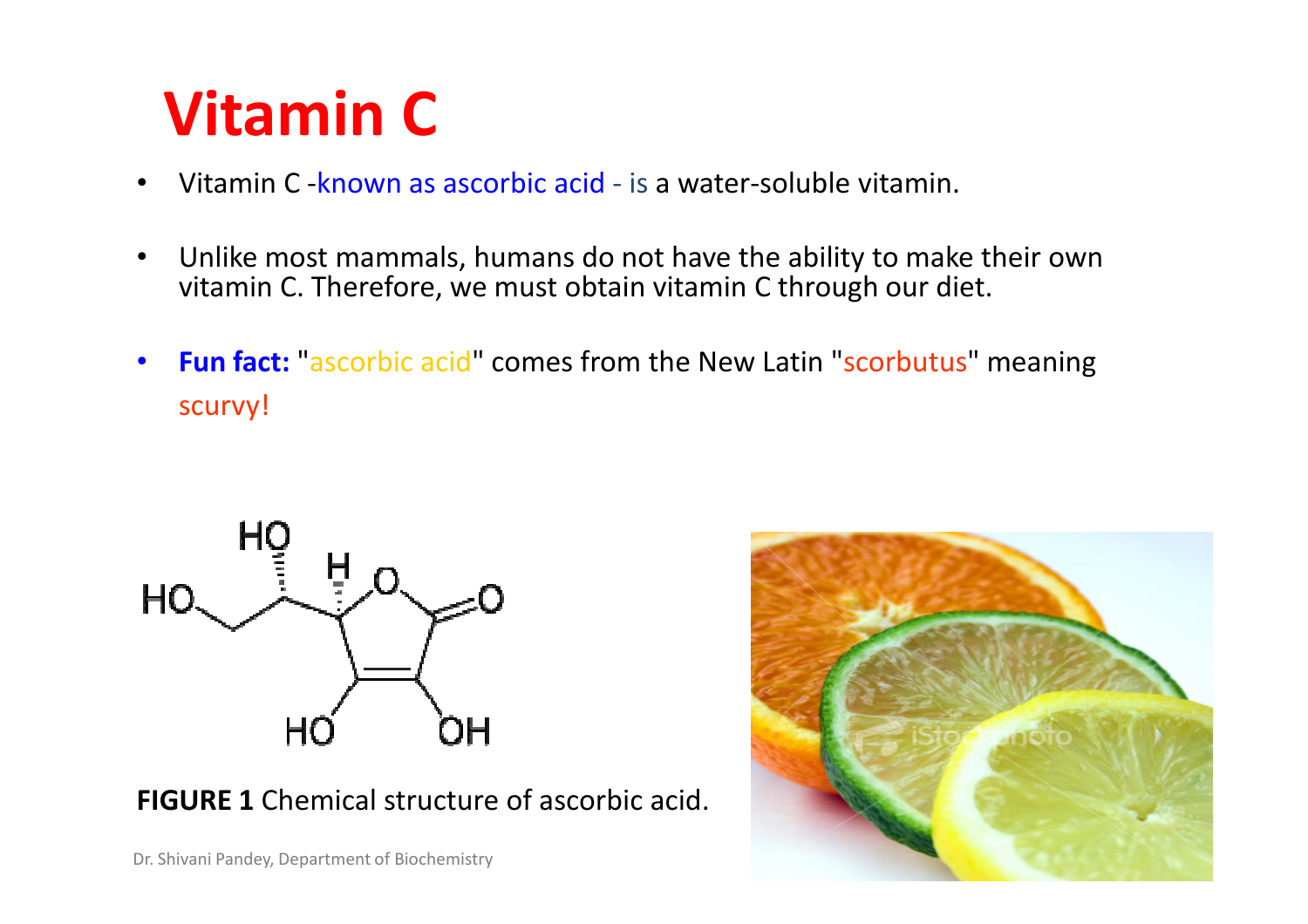# Vitamin C

- Vitamin C -known as ascorbic acid - is a water-soluble vitamin.
- Unlike most mammals, humans do not have the ability to make their own vitamin C. Therefore, we must obtain vitamin C through our diet.
- **Fun fact:** "ascorbic acid" comes from the New Latin "scorbutus" meaning scurvy!

**FIGURE 1** Chemical structure of ascorbic acid.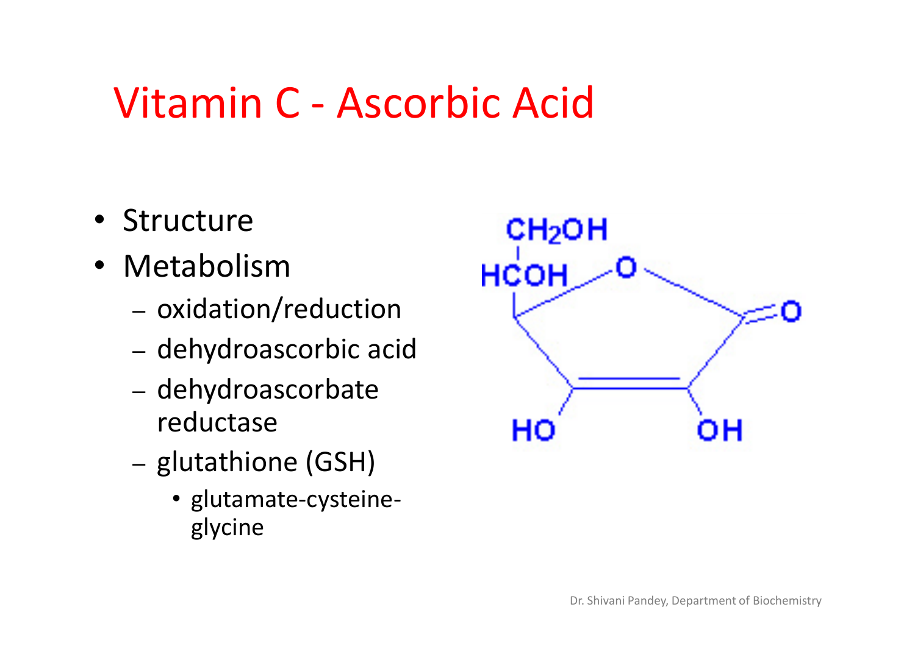# Vitamin C - Ascorbic Acid

- Structure
- Metabolism
  - oxidation/reduction
  - dehydroascorbic acid
  - dehydroascorbate reductase
  - glutathione (GSH)
    - glutamate-cysteine-glycine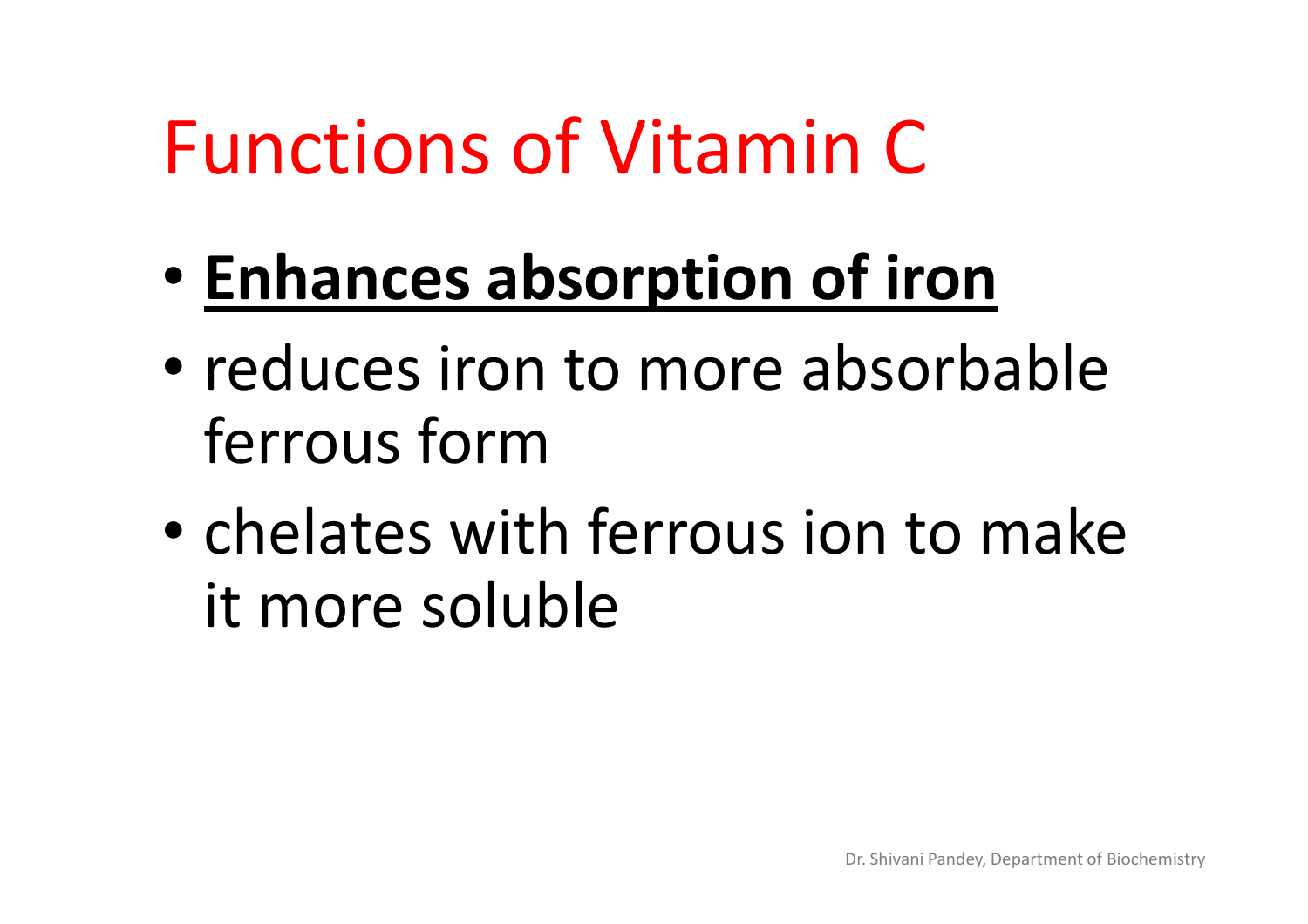# Functions of Vitamin C

- **Enhances absorption of iron**
- reduces iron to more absorbable ferrous form
- chelates with ferrous ion to make it more soluble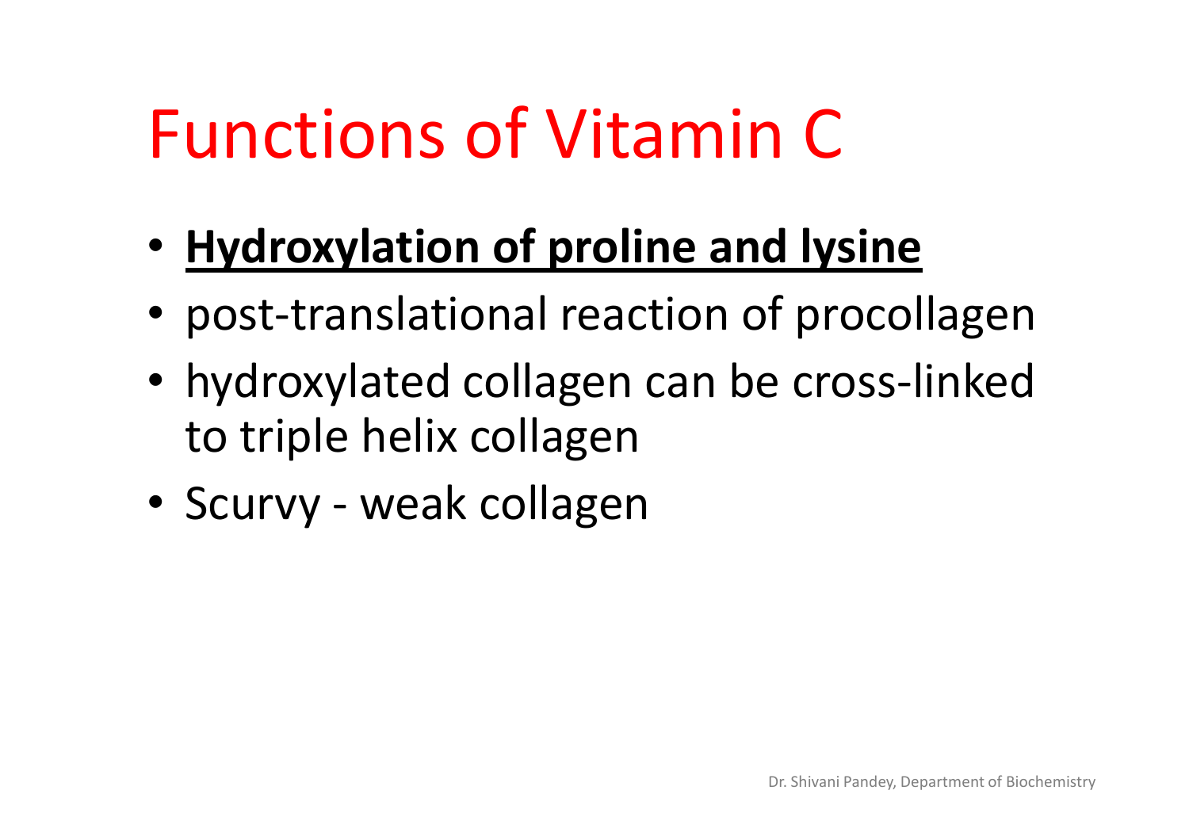# Functions of Vitamin C

- **Hydroxylation of proline and lysine**
- post-translational reaction of procollagen
- hydroxylated collagen can be cross-linked to triple helix collagen
- Scurvy - weak collagen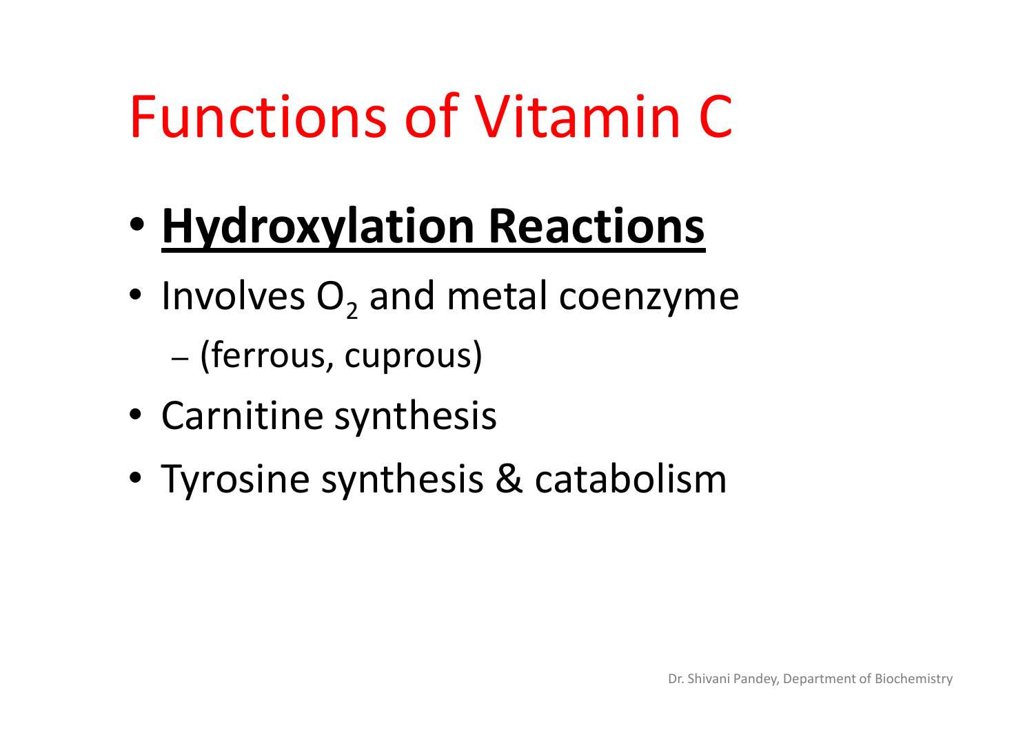# Functions of Vitamin C

- **Hydroxylation Reactions**
- Involves $O_2$ and metal coenzyme
  - (ferrous, cuprous)
- Carnitine synthesis
- Tyrosine synthesis & catabolism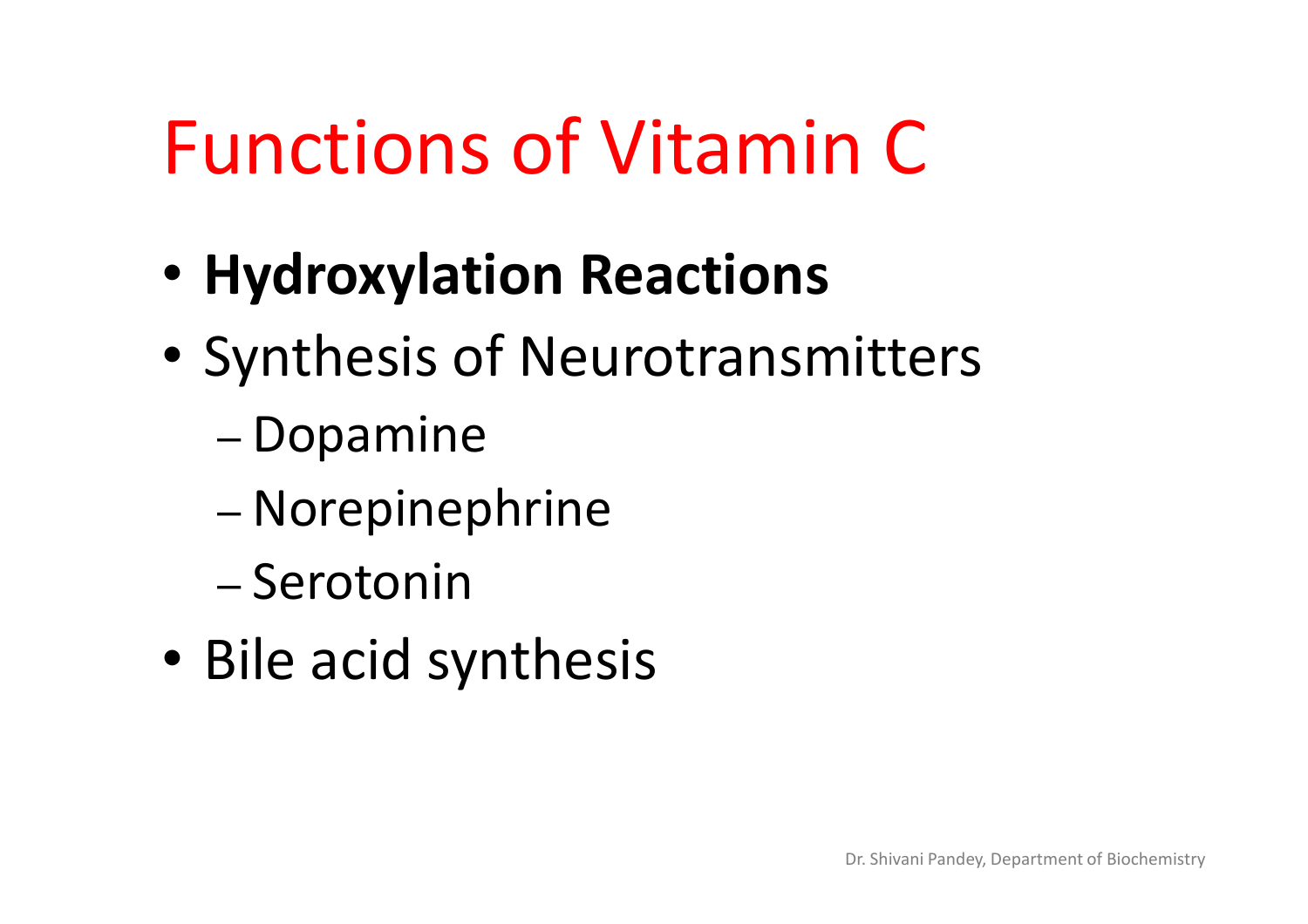# Functions of Vitamin C

- **Hydroxylation Reactions**
- Synthesis of Neurotransmitters
  - Dopamine
  - Norepinephrine
  - Serotonin
- Bile acid synthesis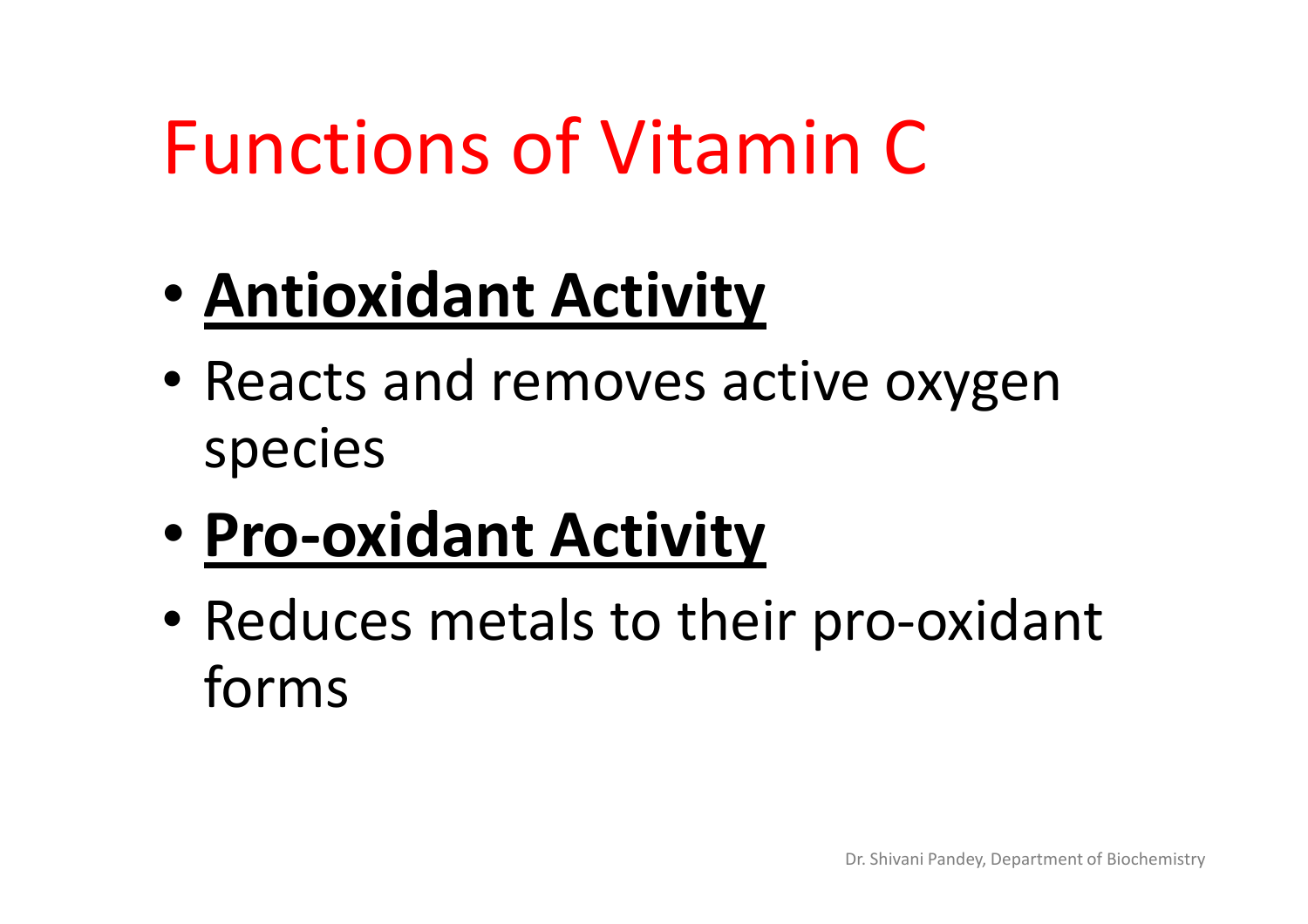# Functions of Vitamin C

- **Antioxidant Activity**
- Reacts and removes active oxygen species
- **Pro-oxidant Activity**
- Reduces metals to their pro-oxidant forms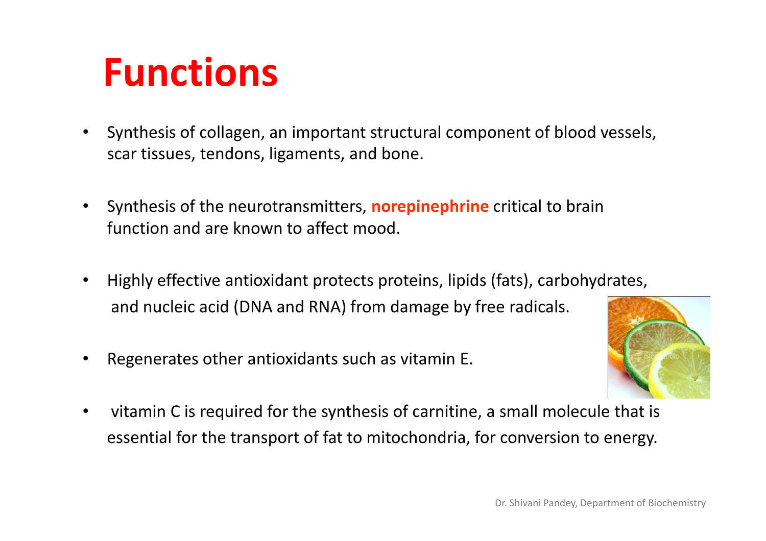# Functions

- Synthesis of collagen, an important structural component of blood vessels, scar tissues, tendons, ligaments, and bone.
- Synthesis of the neurotransmitters, **norepinephrine** critical to brain function and are known to affect mood.
- Highly effective antioxidant protects proteins, lipids (fats), carbohydrates, and nucleic acid (DNA and RNA) from damage by free radicals.
- Regenerates other antioxidants such as vitamin E.
- vitamin C is required for the synthesis of carnitine, a small molecule that is essential for the transport of fat to mitochondria, for conversion to energy.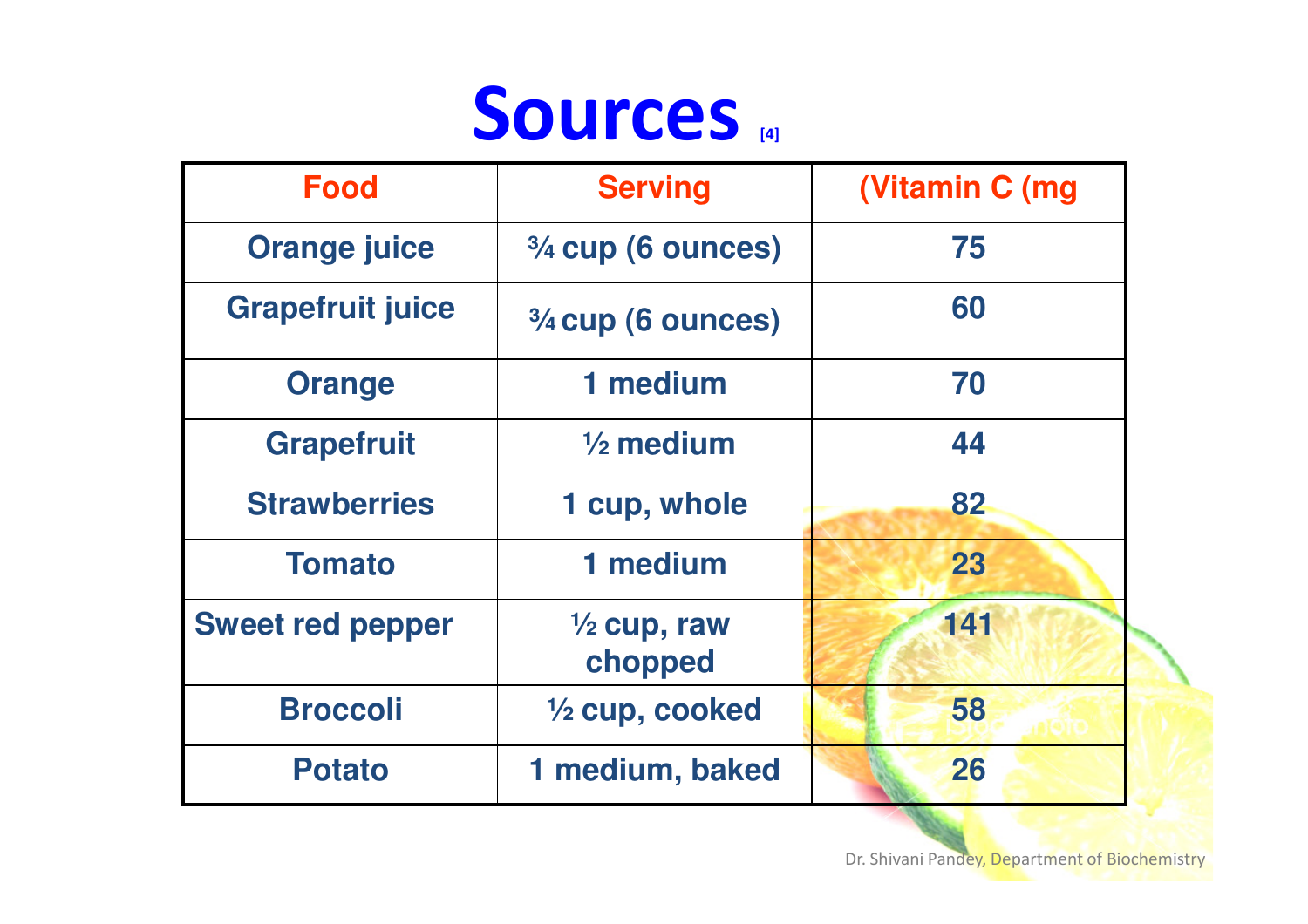# Sources [4]

| Food | Serving | (Vitamin C (mg |
|---|---|---|
| Orange juice | ¾ cup (6 ounces) | 75 |
| Grapefruit juice | ¾ cup (6 ounces) | 60 |
| Orange | 1 medium | 70 |
| Grapefruit | ½ medium | 44 |
| Strawberries | 1 cup, whole | 82 |
| Tomato | 1 medium | 23 |
| Sweet red pepper | ½ cup, raw chopped | 141 |
| Broccoli | ½ cup, cooked | 58 |
| Potato | 1 medium, baked | 26 |

Dr. Shivani Pandey, Department of Biochemistry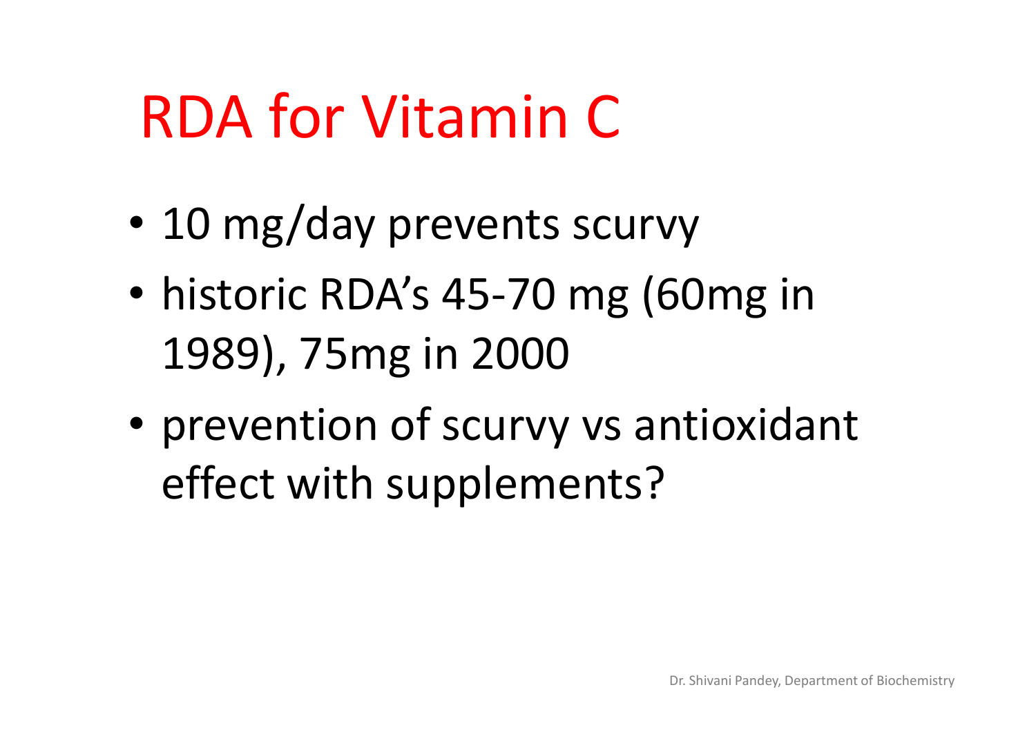# RDA for Vitamin C

- 10 mg/day prevents scurvy
- historic RDA's 45-70 mg (60mg in 1989), 75mg in 2000
- prevention of scurvy vs antioxidant effect with supplements?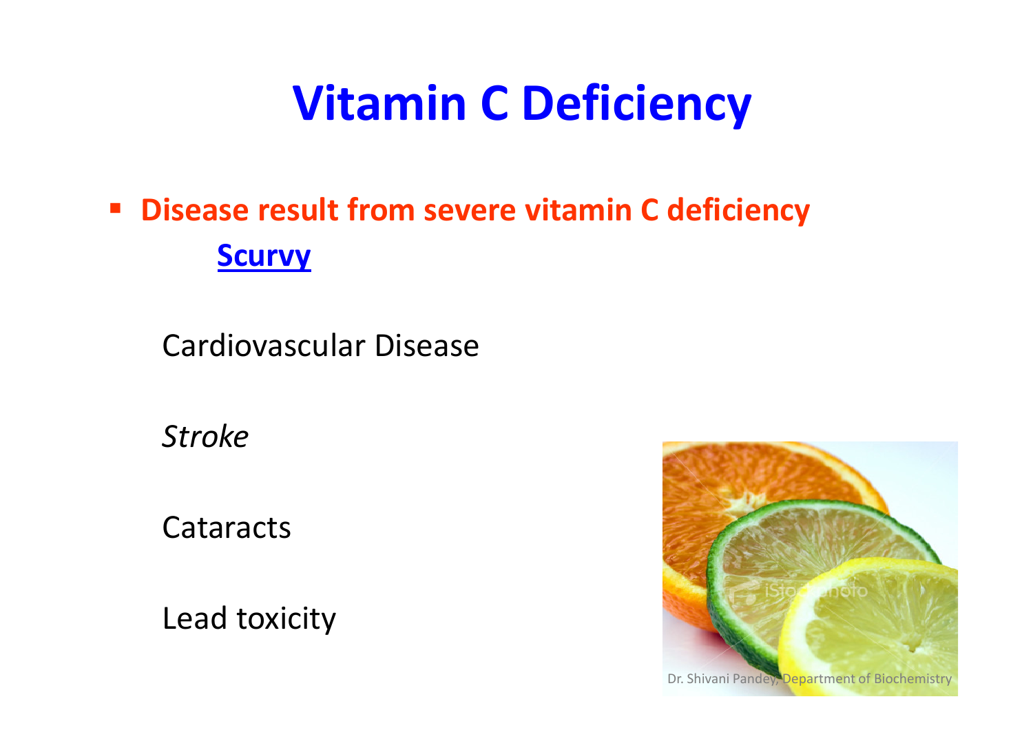# Vitamin C Deficiency

- **Disease result from severe vitamin C deficiency**

  **Scurvy**

  Cardiovascular Disease

  *Stroke*

  Cataracts

  Lead toxicity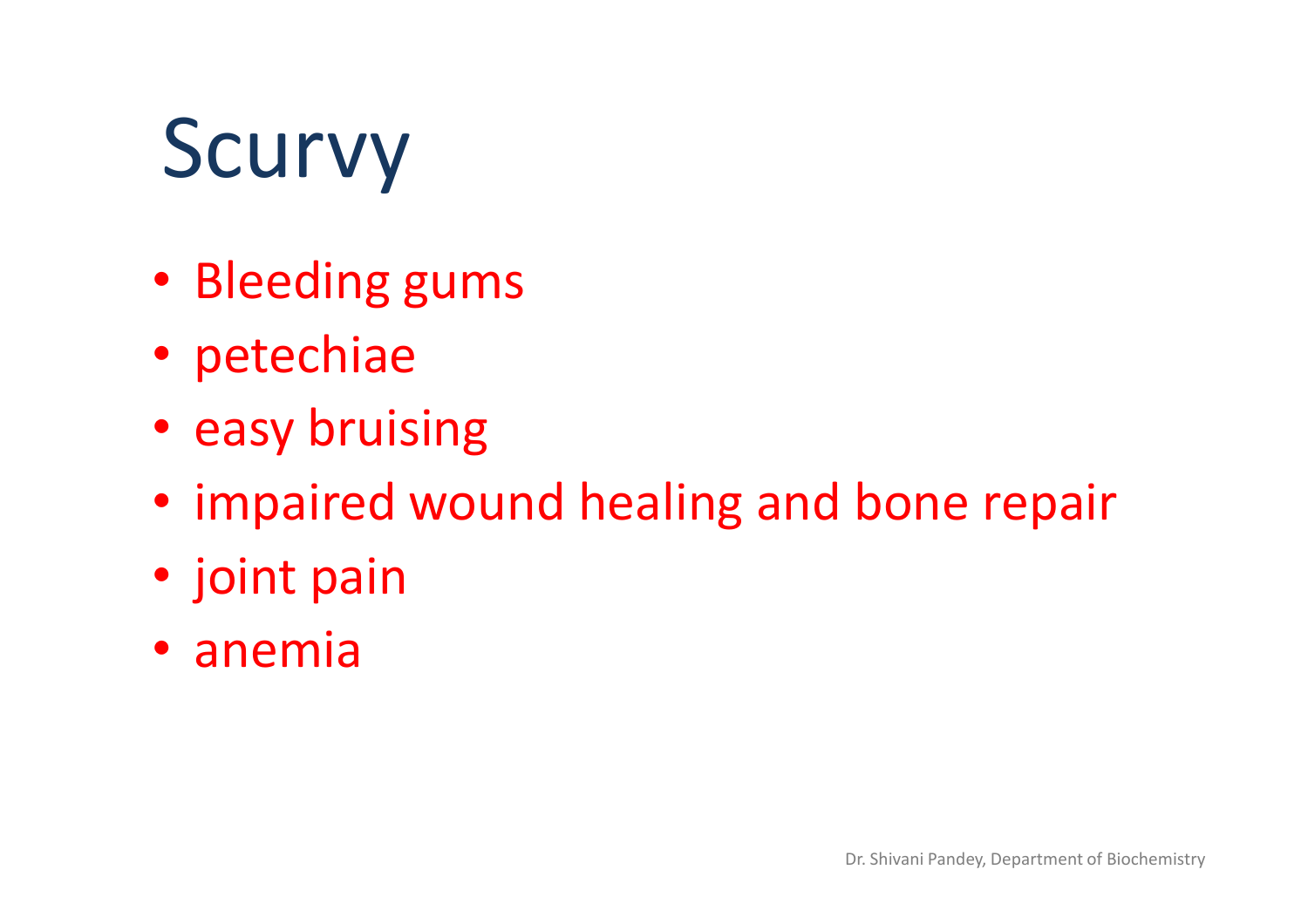# Scurvy

- Bleeding gums
- petechiae
- easy bruising
- impaired wound healing and bone repair
- joint pain
- anemia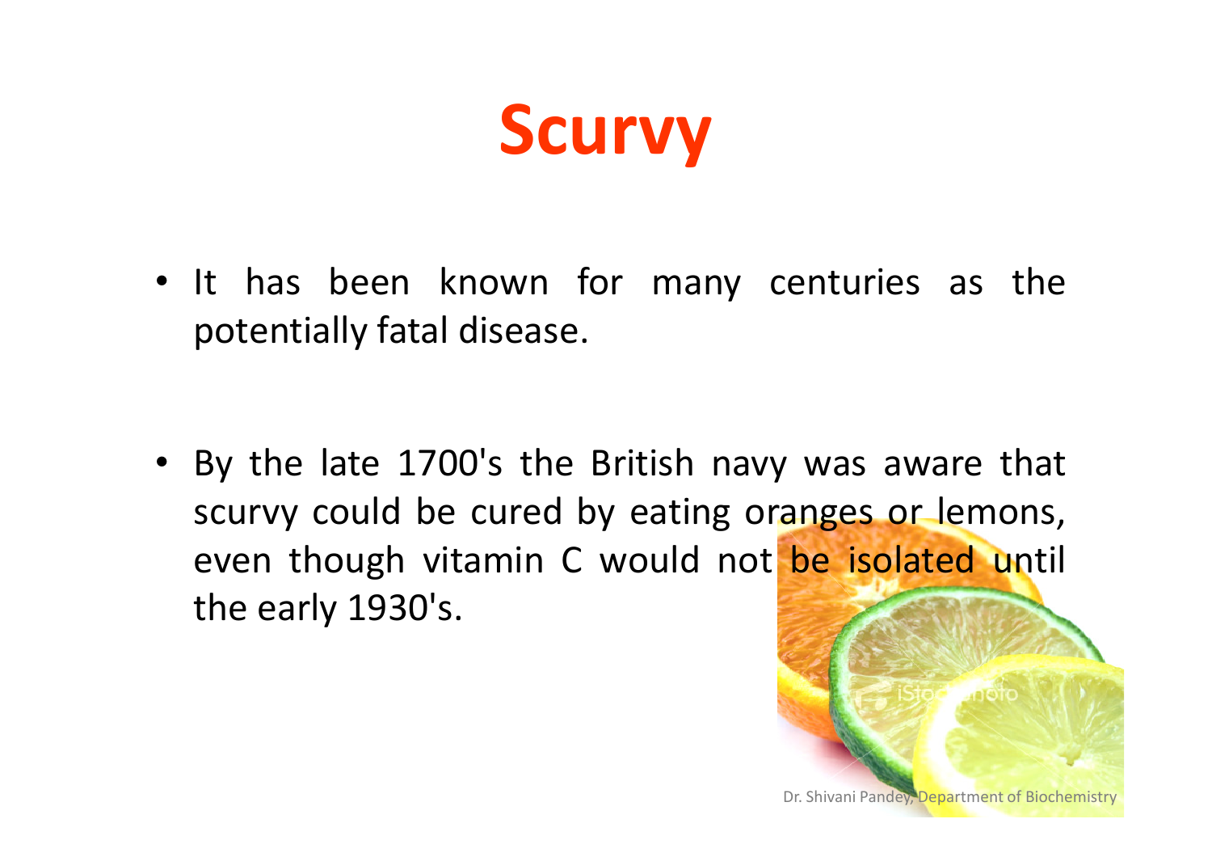# Scurvy

- It has been known for many centuries as the potentially fatal disease.

- By the late 1700's the British navy was aware that scurvy could be cured by eating oranges or lemons, even though vitamin C would not be isolated until the early 1930's.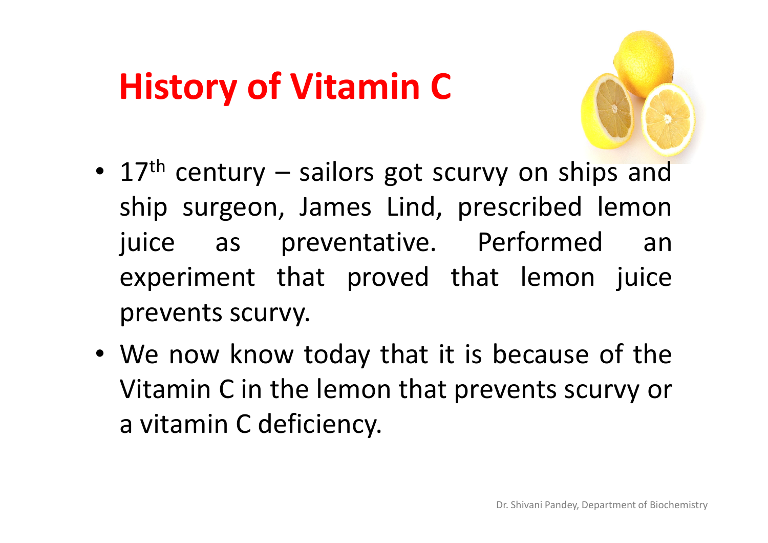# History of Vitamin C

- 17th century – sailors got scurvy on ships and ship surgeon, James Lind, prescribed lemon juice as preventative. Performed an experiment that proved that lemon juice prevents scurvy.
- We now know today that it is because of the Vitamin C in the lemon that prevents scurvy or a vitamin C deficiency.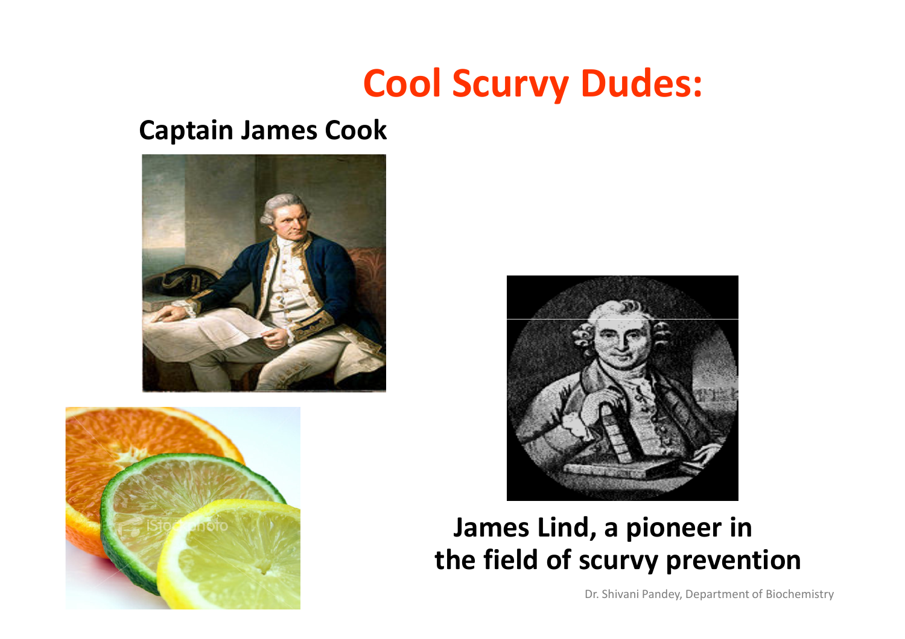# Cool Scurvy Dudes:

**Captain James Cook**

**James Lind, a pioneer in the field of scurvy prevention**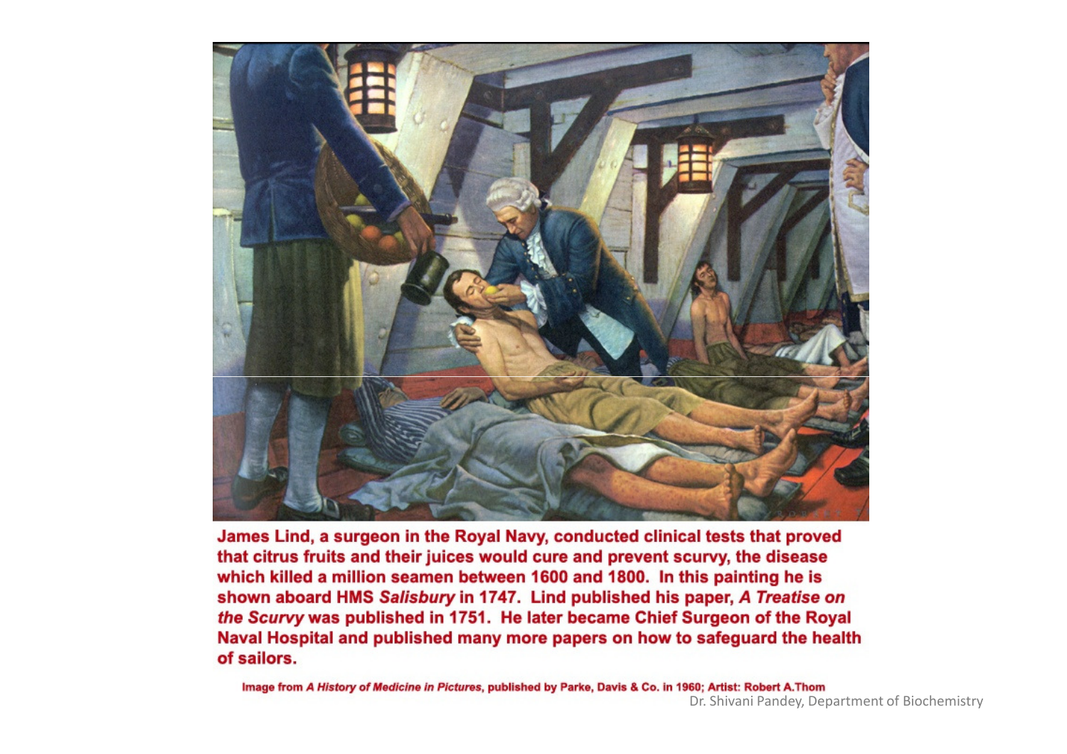**James Lind, a surgeon in the Royal Navy, conducted clinical tests that proved that citrus fruits and their juices would cure and prevent scurvy, the disease which killed a million seamen between 1600 and 1800. In this painting he is shown aboard HMS *Salisbury* in 1747. Lind published his paper, *A Treatise on the Scurvy* was published in 1751. He later became Chief Surgeon of the Royal Naval Hospital and published many more papers on how to safeguard the health of sailors.**

**Image from *A History of Medicine in Pictures*, published by Parke, Davis & Co. in 1960; Artist: Robert A.Thom**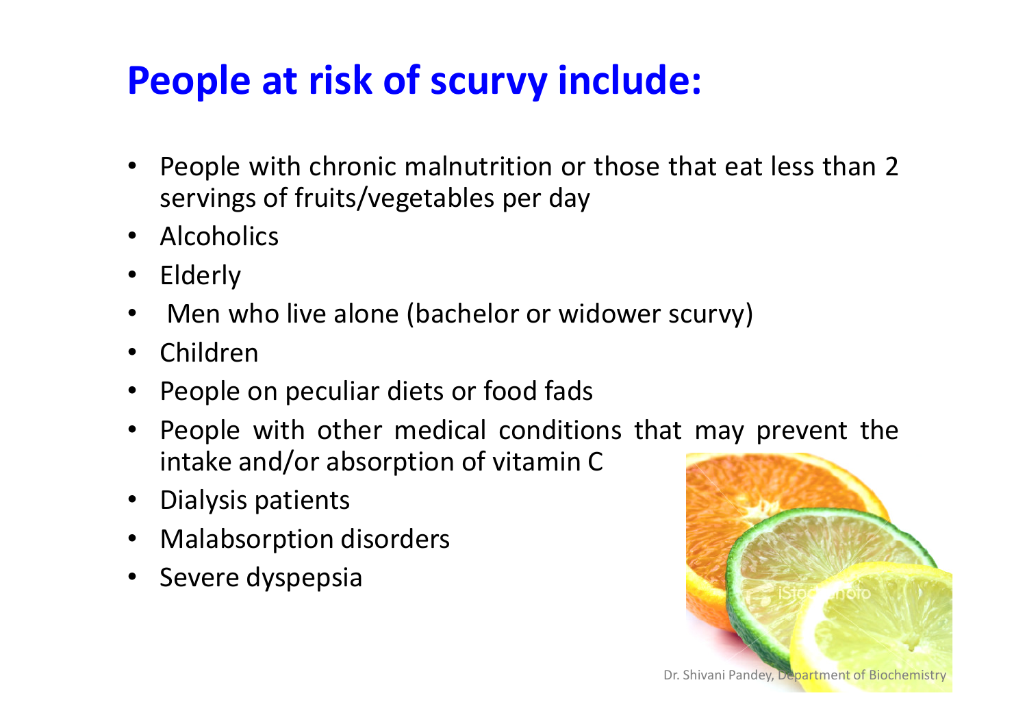# People at risk of scurvy include:

- People with chronic malnutrition or those that eat less than 2 servings of fruits/vegetables per day
- Alcoholics
- Elderly
- Men who live alone (bachelor or widower scurvy)
- Children
- People on peculiar diets or food fads
- People with other medical conditions that may prevent the intake and/or absorption of vitamin C
- Dialysis patients
- Malabsorption disorders
- Severe dyspepsia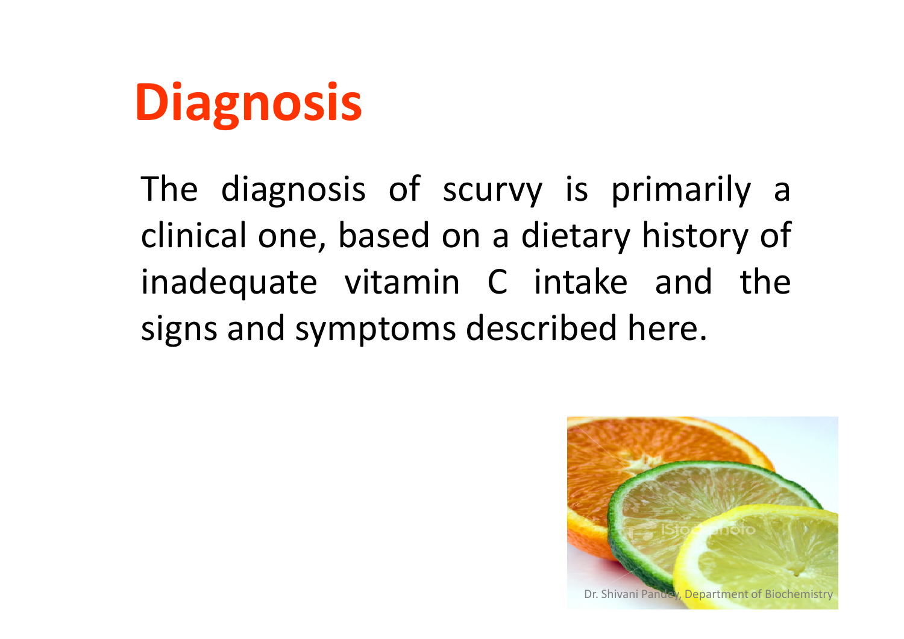# Diagnosis

The diagnosis of scurvy is primarily a clinical one, based on a dietary history of inadequate vitamin C intake and the signs and symptoms described here.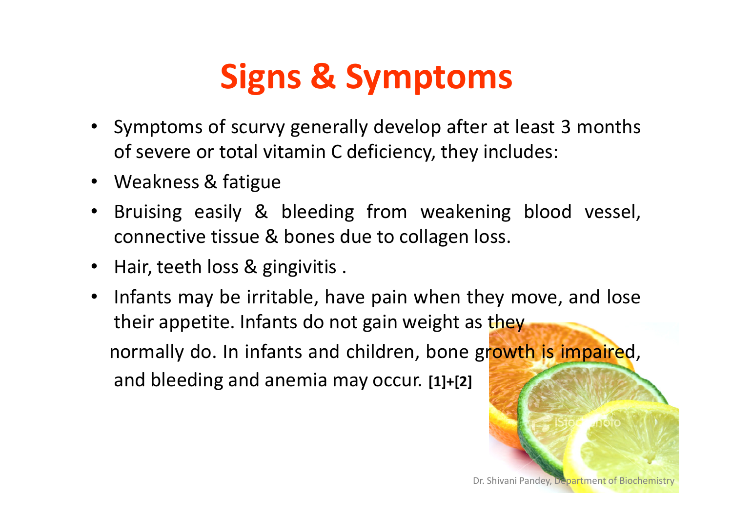# Signs & Symptoms

- Symptoms of scurvy generally develop after at least 3 months of severe or total vitamin C deficiency, they includes:
- Weakness & fatigue
- Bruising easily & bleeding from weakening blood vessel, connective tissue & bones due to collagen loss.
- Hair, teeth loss & gingivitis .
- Infants may be irritable, have pain when they move, and lose their appetite. Infants do not gain weight as they normally do. In infants and children, bone growth is impaired, and bleeding and anemia may occur. **[1]+[2]**

Dr. Shivani Pandey, Department of Biochemistry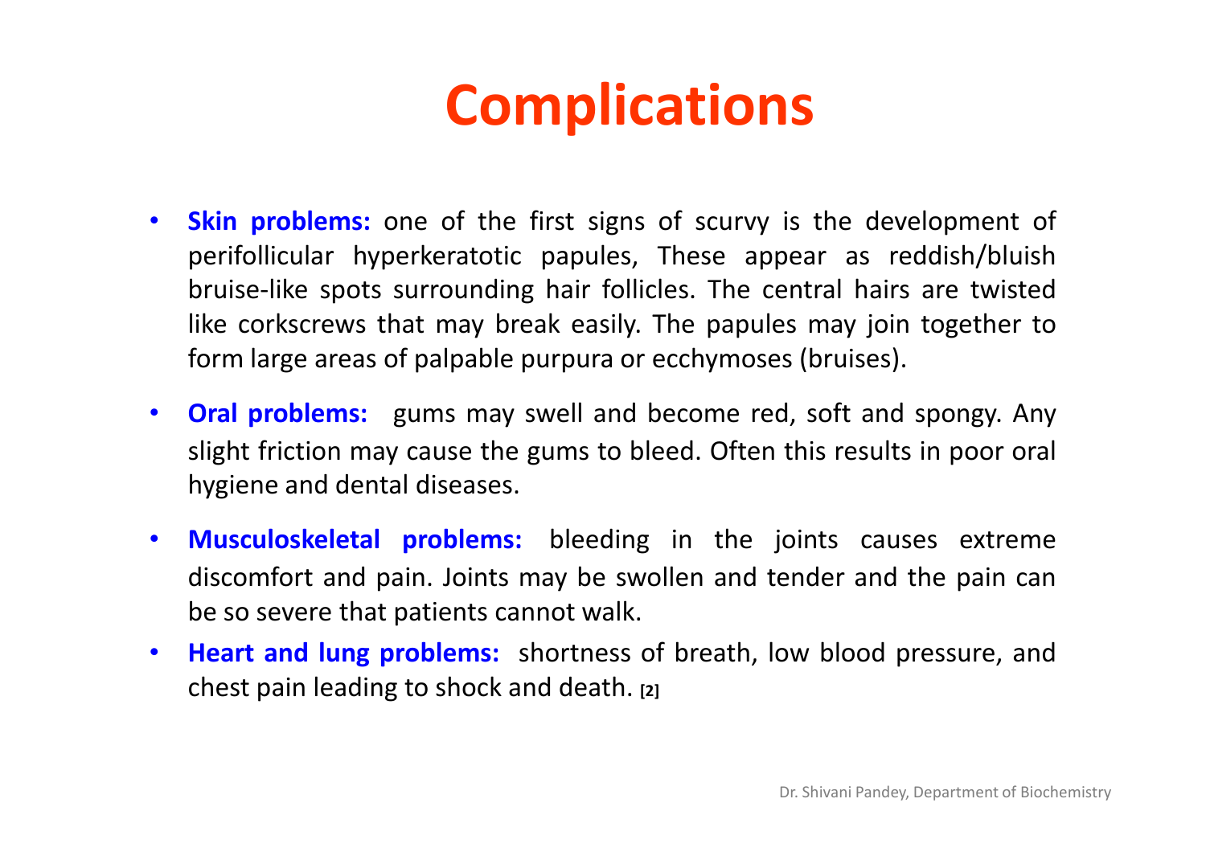# Complications

- **Skin problems:** one of the first signs of scurvy is the development of perifollicular hyperkeratotic papules, These appear as reddish/bluish bruise-like spots surrounding hair follicles. The central hairs are twisted like corkscrews that may break easily. The papules may join together to form large areas of palpable purpura or ecchymoses (bruises).
- **Oral problems:** gums may swell and become red, soft and spongy. Any slight friction may cause the gums to bleed. Often this results in poor oral hygiene and dental diseases.
- **Musculoskeletal problems:** bleeding in the joints causes extreme discomfort and pain. Joints may be swollen and tender and the pain can be so severe that patients cannot walk.
- **Heart and lung problems:** shortness of breath, low blood pressure, and chest pain leading to shock and death. [2]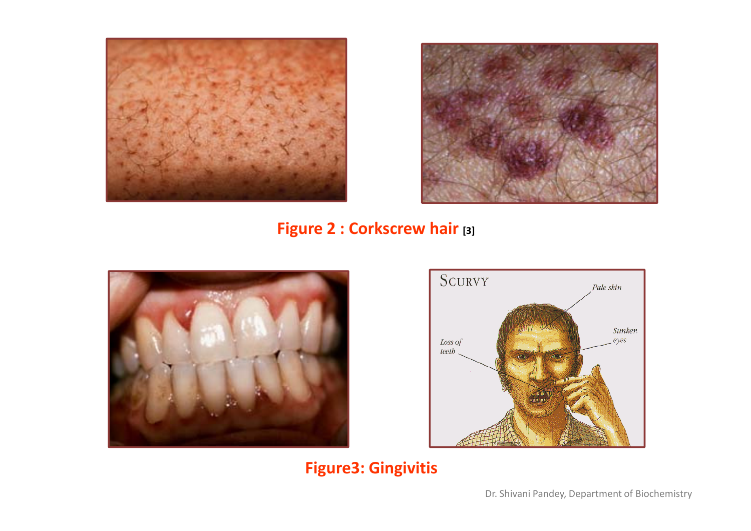Figure 2 : Corkscrew hair [3]

Figure3: Gingivitis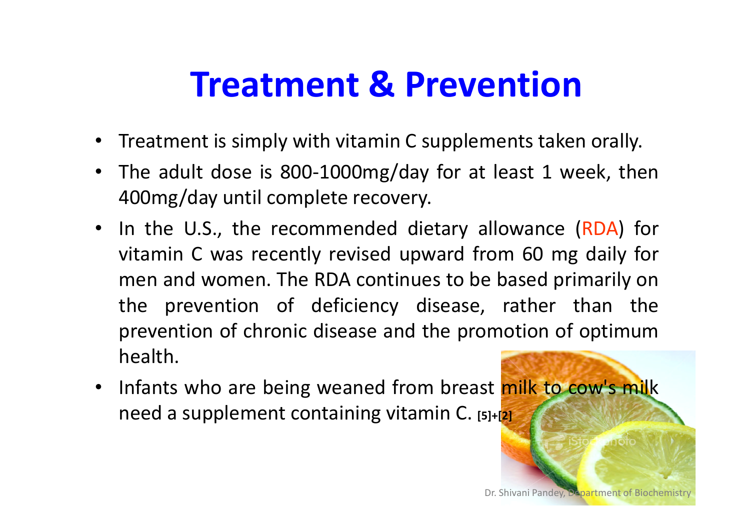# Treatment & Prevention

- Treatment is simply with vitamin C supplements taken orally.
- The adult dose is 800-1000mg/day for at least 1 week, then 400mg/day until complete recovery.
- In the U.S., the recommended dietary allowance (RDA) for vitamin C was recently revised upward from 60 mg daily for men and women. The RDA continues to be based primarily on the prevention of deficiency disease, rather than the prevention of chronic disease and the promotion of optimum health.
- Infants who are being weaned from breast milk to cow's milk need a supplement containing vitamin C. [5]+[2]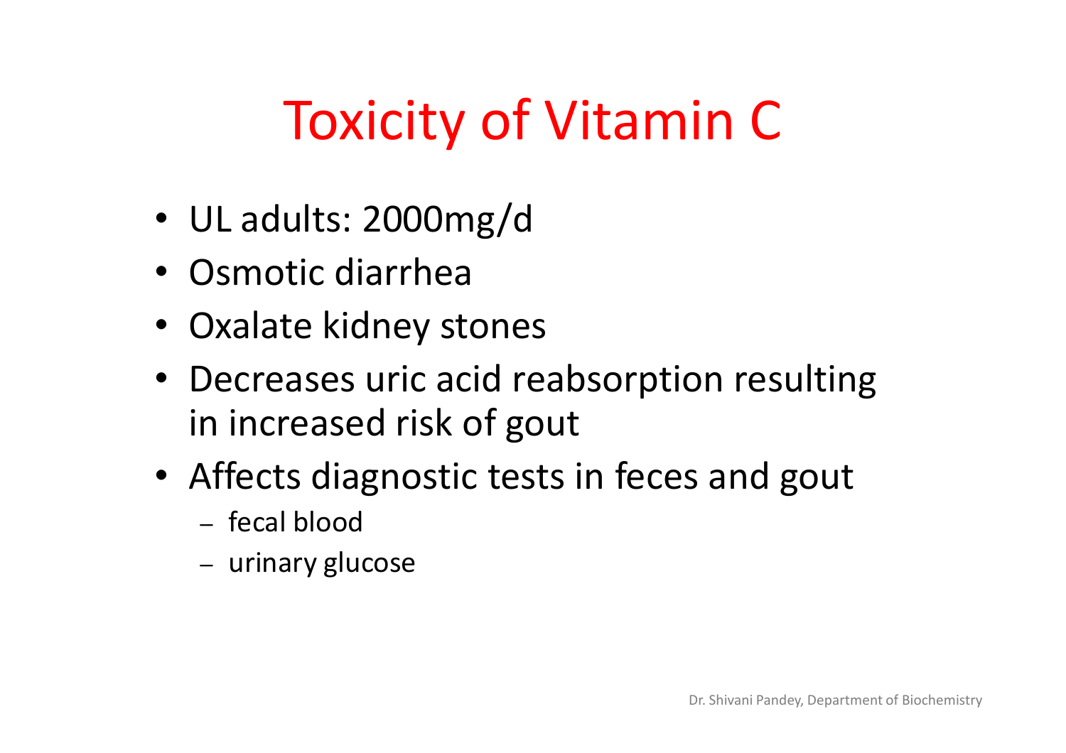# Toxicity of Vitamin C

- UL adults: 2000mg/d
- Osmotic diarrhea
- Oxalate kidney stones
- Decreases uric acid reabsorption resulting in increased risk of gout
- Affects diagnostic tests in feces and gout
  - fecal blood
  - urinary glucose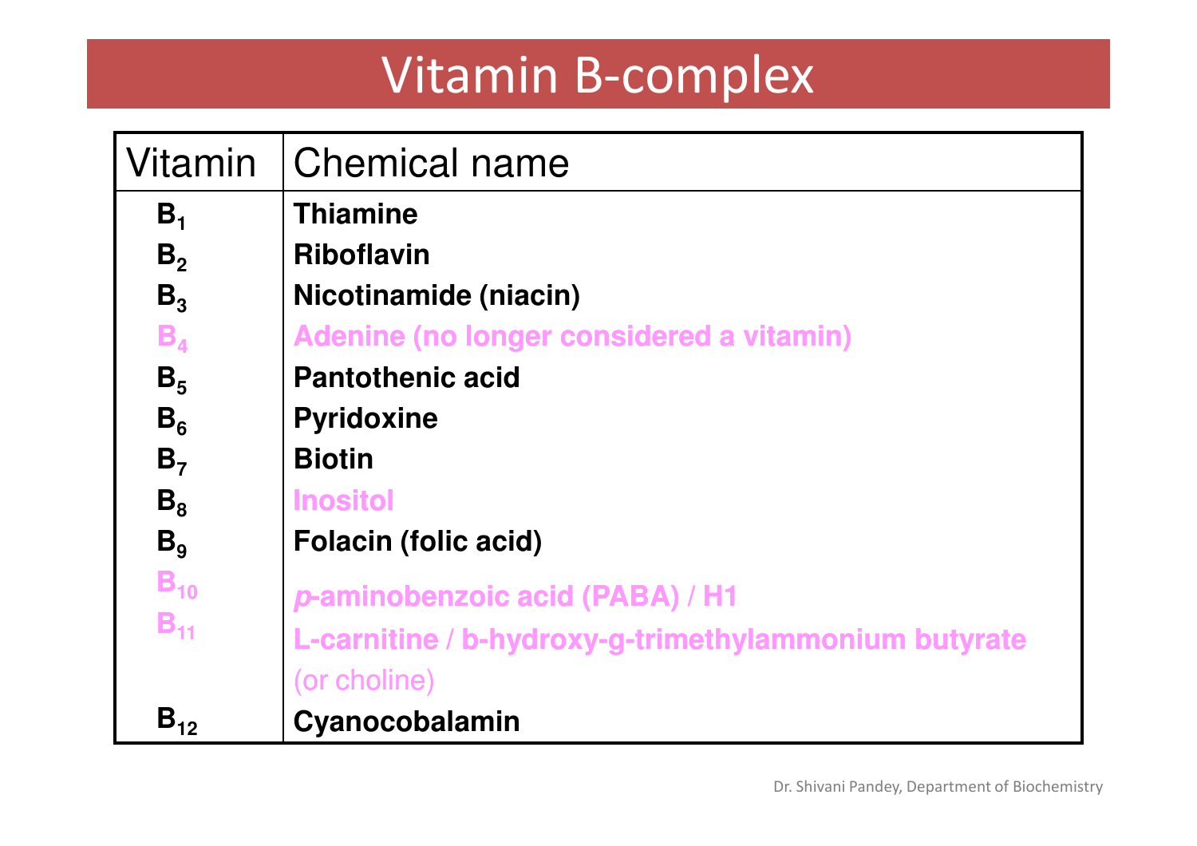# Vitamin B-complex

| Vitamin | Chemical name |
|---|---|
| $B_1$ | **Thiamine** |
| $B_2$ | **Riboflavin** |
| $B_3$ | **Nicotinamide (niacin)** |
| $B_4$ | **Adenine (no longer considered a vitamin)** |
| $B_5$ | **Pantothenic acid** |
| $B_6$ | **Pyridoxine** |
| $B_7$ | **Biotin** |
| $B_8$ | **Inositol** |
| $B_9$ | **Folacin (folic acid)** |
| $B_{10}$ | ***p*-aminobenzoic acid (PABA) / H1** |
| $B_{11}$ | **L-carnitine / b-hydroxy-g-trimethylammonium butyrate** (or choline) |
| $B_{12}$ | **Cyanocobalamin** |

Dr. Shivani Pandey, Department of Biochemistry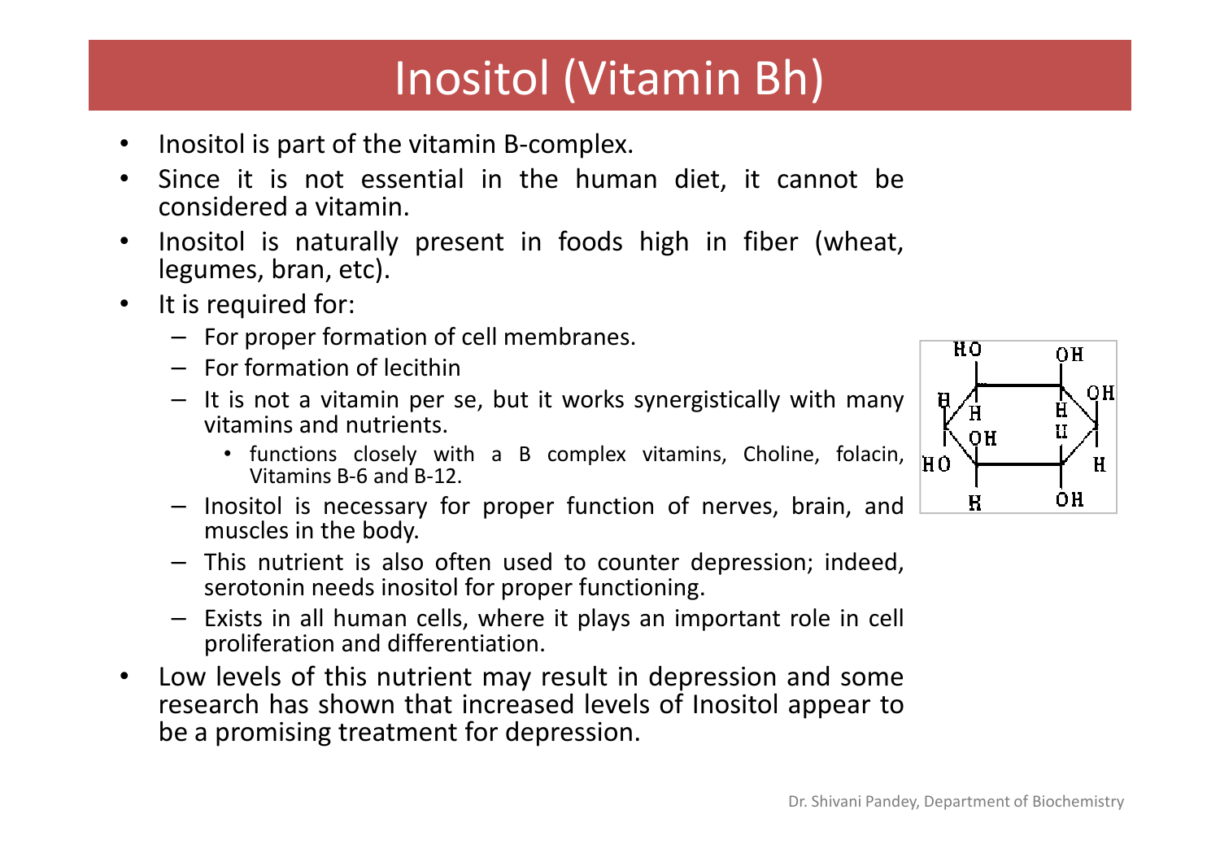# Inositol (Vitamin Bh)

- Inositol is part of the vitamin B-complex.
- Since it is not essential in the human diet, it cannot be considered a vitamin.
- Inositol is naturally present in foods high in fiber (wheat, legumes, bran, etc).
- It is required for:
  - For proper formation of cell membranes.
  - For formation of lecithin
  - It is not a vitamin per se, but it works synergistically with many vitamins and nutrients.
    - functions closely with a B complex vitamins, Choline, folacin, Vitamins B-6 and B-12.
  - Inositol is necessary for proper function of nerves, brain, and muscles in the body.
  - This nutrient is also often used to counter depression; indeed, serotonin needs inositol for proper functioning.
  - Exists in all human cells, where it plays an important role in cell proliferation and differentiation.
- Low levels of this nutrient may result in depression and some research has shown that increased levels of Inositol appear to be a promising treatment for depression.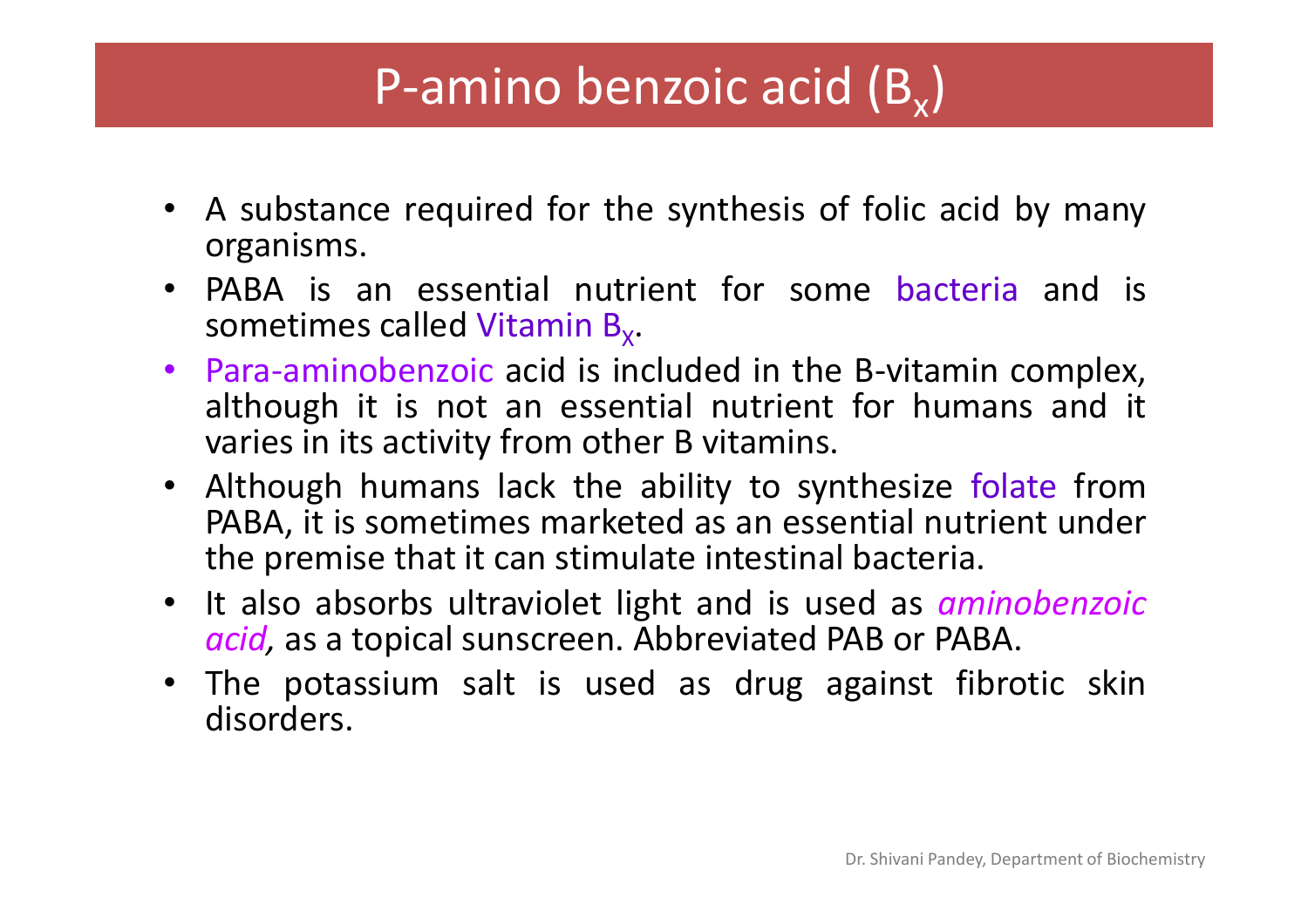# P-amino benzoic acid ($B_x$)

- A substance required for the synthesis of folic acid by many organisms.
- PABA is an essential nutrient for some bacteria and is sometimes called Vitamin $B_X$.
- Para-aminobenzoic acid is included in the B-vitamin complex, although it is not an essential nutrient for humans and it varies in its activity from other B vitamins.
- Although humans lack the ability to synthesize folate from PABA, it is sometimes marketed as an essential nutrient under the premise that it can stimulate intestinal bacteria.
- It also absorbs ultraviolet light and is used as *aminobenzoic acid,* as a topical sunscreen. Abbreviated PAB or PABA.
- The potassium salt is used as drug against fibrotic skin disorders.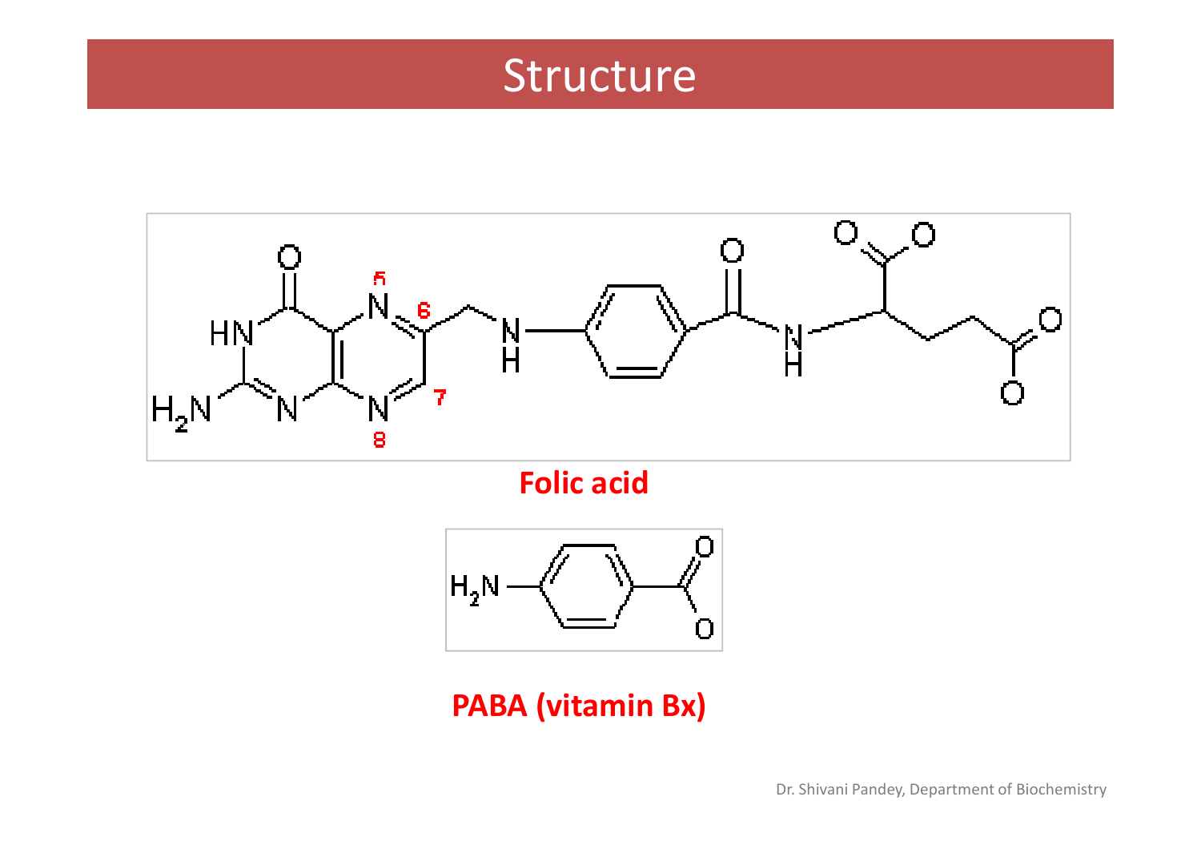# Structure

Folic acid

PABA (vitamin Bx)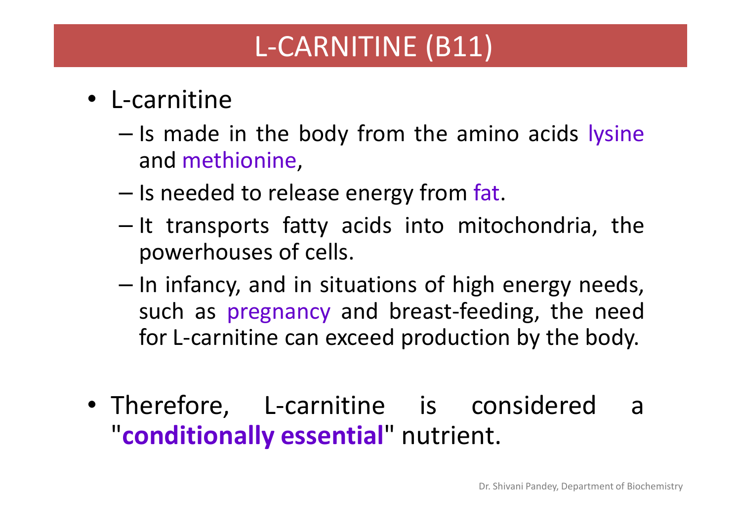# L-CARNITINE (B11)

- L-carnitine
  - Is made in the body from the amino acids lysine and methionine,
  - Is needed to release energy from fat.
  - It transports fatty acids into mitochondria, the powerhouses of cells.
  - In infancy, and in situations of high energy needs, such as pregnancy and breast-feeding, the need for L-carnitine can exceed production by the body.

- Therefore, L-carnitine is considered a "**conditionally essential**" nutrient.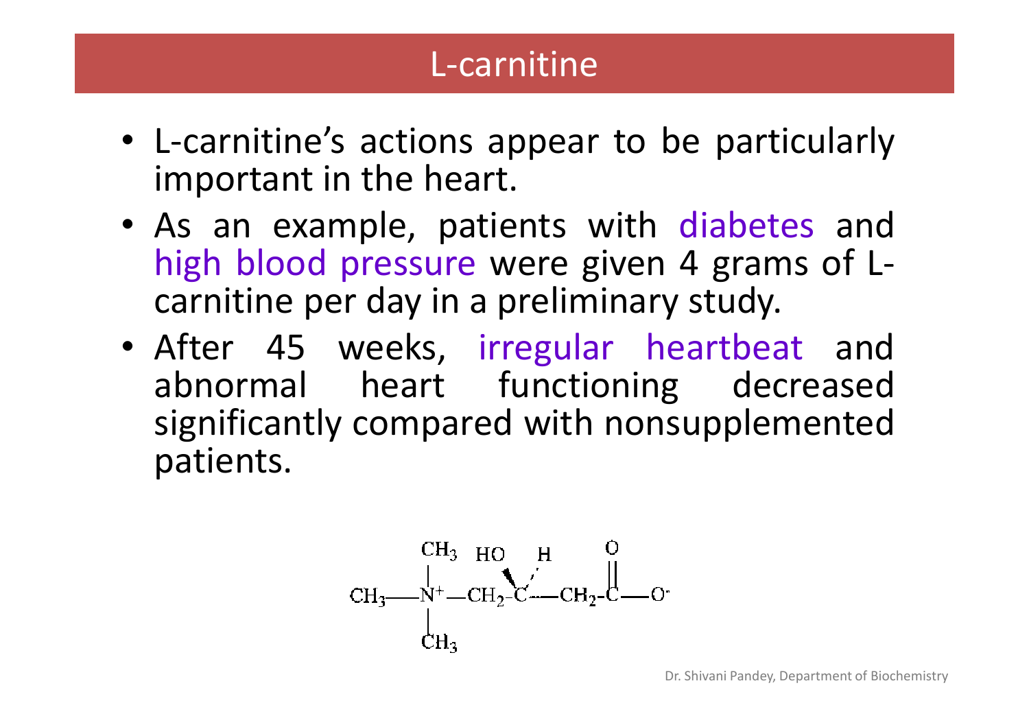# L-carnitine

- L-carnitine's actions appear to be particularly important in the heart.
- As an example, patients with diabetes and high blood pressure were given 4 grams of L-carnitine per day in a preliminary study.
- After 45 weeks, irregular heartbeat and abnormal heart functioning decreased significantly compared with nonsupplemented patients.

$$CH_3-N^+(CH_3)_2-CH_2-C(HO)(H)-CH_2-C(=O)-O^-$$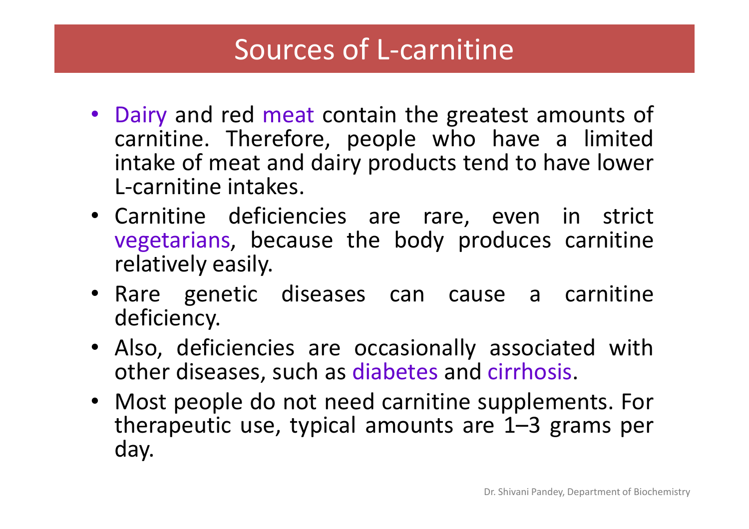# Sources of L-carnitine

- Dairy and red meat contain the greatest amounts of carnitine. Therefore, people who have a limited intake of meat and dairy products tend to have lower L-carnitine intakes.
- Carnitine deficiencies are rare, even in strict vegetarians, because the body produces carnitine relatively easily.
- Rare genetic diseases can cause a carnitine deficiency.
- Also, deficiencies are occasionally associated with other diseases, such as diabetes and cirrhosis.
- Most people do not need carnitine supplements. For therapeutic use, typical amounts are 1–3 grams per day.